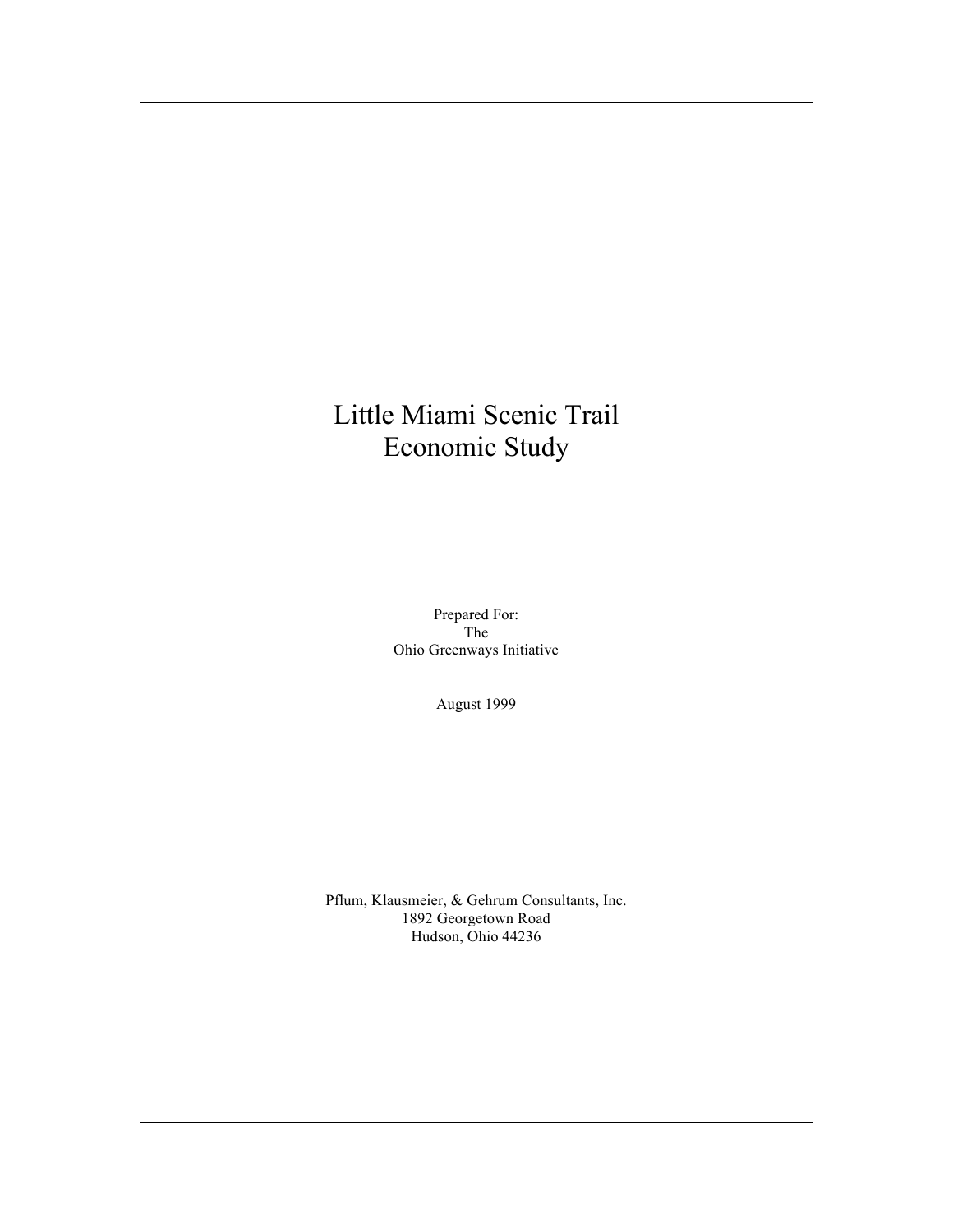# Little Miami Scenic Trail Economic Study

Prepared For:
The
Ohio Greenways Initiative

August 1999

Pflum, Klausmeier, & Gehrum Consultants, Inc.
1892 Georgetown Road
Hudson, Ohio 44236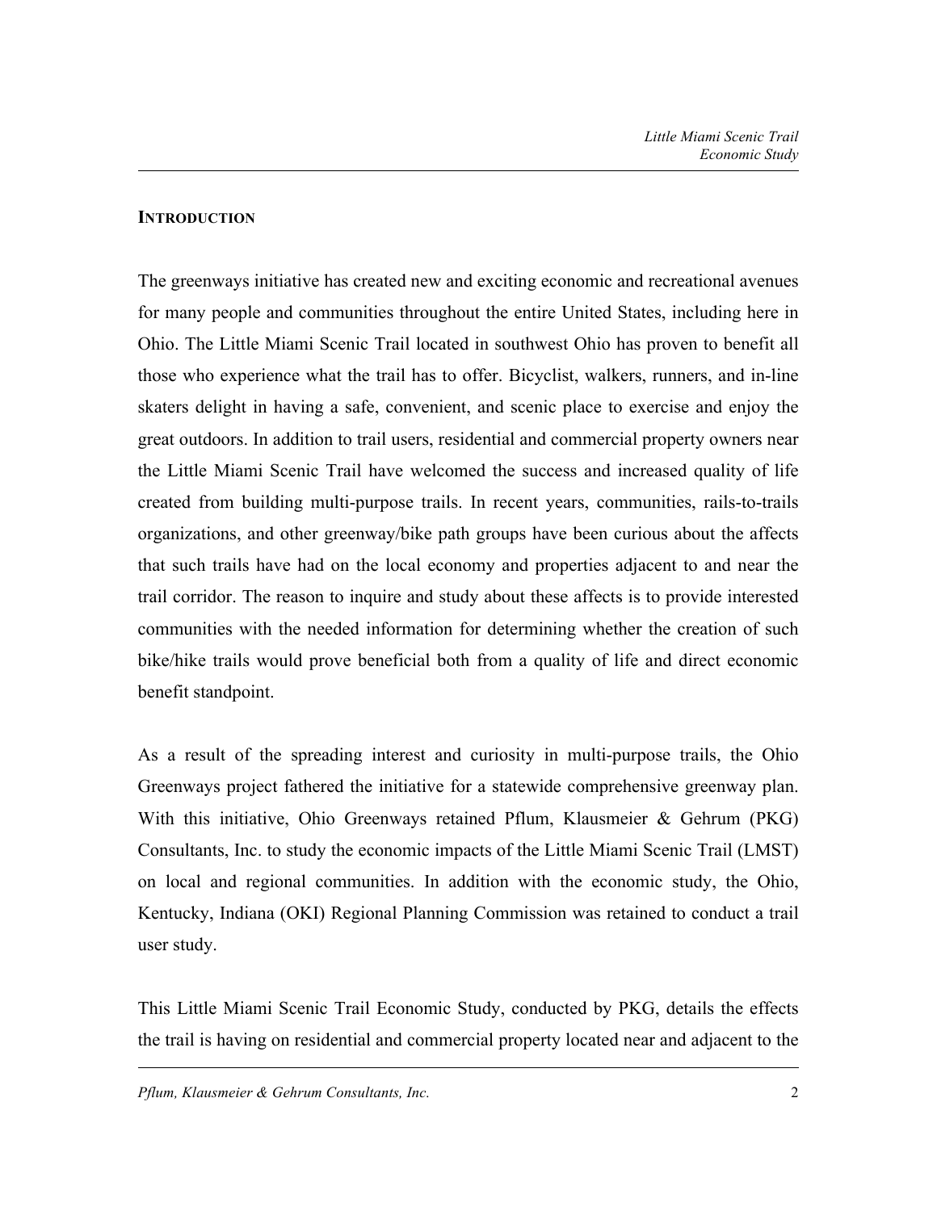## INTRODUCTION

The greenways initiative has created new and exciting economic and recreational avenues for many people and communities throughout the entire United States, including here in Ohio. The Little Miami Scenic Trail located in southwest Ohio has proven to benefit all those who experience what the trail has to offer. Bicyclist, walkers, runners, and in-line skaters delight in having a safe, convenient, and scenic place to exercise and enjoy the great outdoors. In addition to trail users, residential and commercial property owners near the Little Miami Scenic Trail have welcomed the success and increased quality of life created from building multi-purpose trails. In recent years, communities, rails-to-trails organizations, and other greenway/bike path groups have been curious about the affects that such trails have had on the local economy and properties adjacent to and near the trail corridor. The reason to inquire and study about these affects is to provide interested communities with the needed information for determining whether the creation of such bike/hike trails would prove beneficial both from a quality of life and direct economic benefit standpoint.

As a result of the spreading interest and curiosity in multi-purpose trails, the Ohio Greenways project fathered the initiative for a statewide comprehensive greenway plan. With this initiative, Ohio Greenways retained Pflum, Klausmeier & Gehrum (PKG) Consultants, Inc. to study the economic impacts of the Little Miami Scenic Trail (LMST) on local and regional communities. In addition with the economic study, the Ohio, Kentucky, Indiana (OKI) Regional Planning Commission was retained to conduct a trail user study.

This Little Miami Scenic Trail Economic Study, conducted by PKG, details the effects the trail is having on residential and commercial property located near and adjacent to the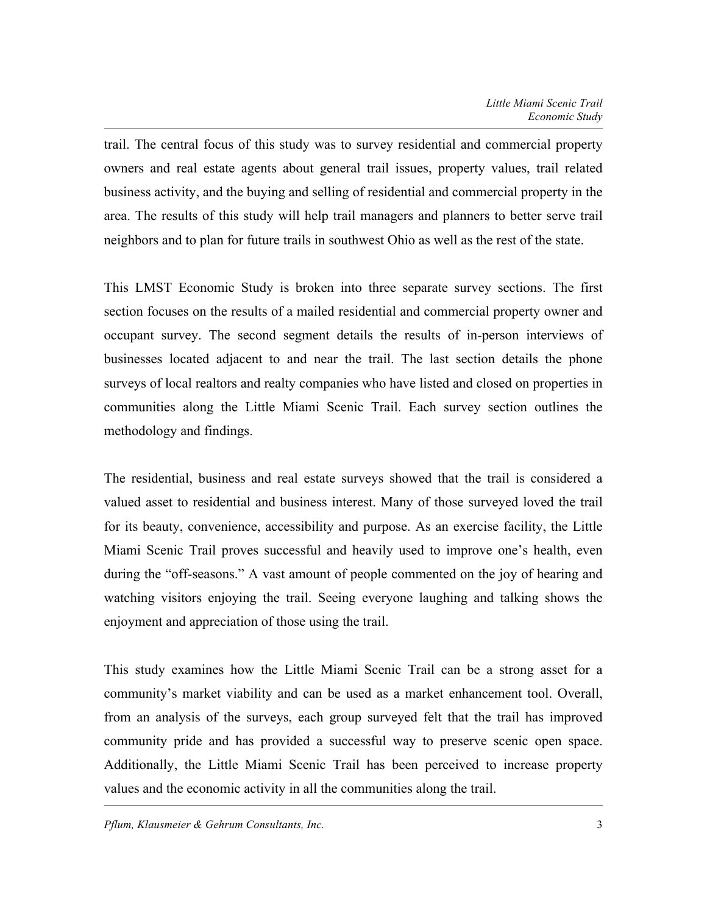trail. The central focus of this study was to survey residential and commercial property owners and real estate agents about general trail issues, property values, trail related business activity, and the buying and selling of residential and commercial property in the area. The results of this study will help trail managers and planners to better serve trail neighbors and to plan for future trails in southwest Ohio as well as the rest of the state.

This LMST Economic Study is broken into three separate survey sections. The first section focuses on the results of a mailed residential and commercial property owner and occupant survey. The second segment details the results of in-person interviews of businesses located adjacent to and near the trail. The last section details the phone surveys of local realtors and realty companies who have listed and closed on properties in communities along the Little Miami Scenic Trail. Each survey section outlines the methodology and findings.

The residential, business and real estate surveys showed that the trail is considered a valued asset to residential and business interest. Many of those surveyed loved the trail for its beauty, convenience, accessibility and purpose. As an exercise facility, the Little Miami Scenic Trail proves successful and heavily used to improve one's health, even during the "off-seasons." A vast amount of people commented on the joy of hearing and watching visitors enjoying the trail. Seeing everyone laughing and talking shows the enjoyment and appreciation of those using the trail.

This study examines how the Little Miami Scenic Trail can be a strong asset for a community's market viability and can be used as a market enhancement tool. Overall, from an analysis of the surveys, each group surveyed felt that the trail has improved community pride and has provided a successful way to preserve scenic open space. Additionally, the Little Miami Scenic Trail has been perceived to increase property values and the economic activity in all the communities along the trail.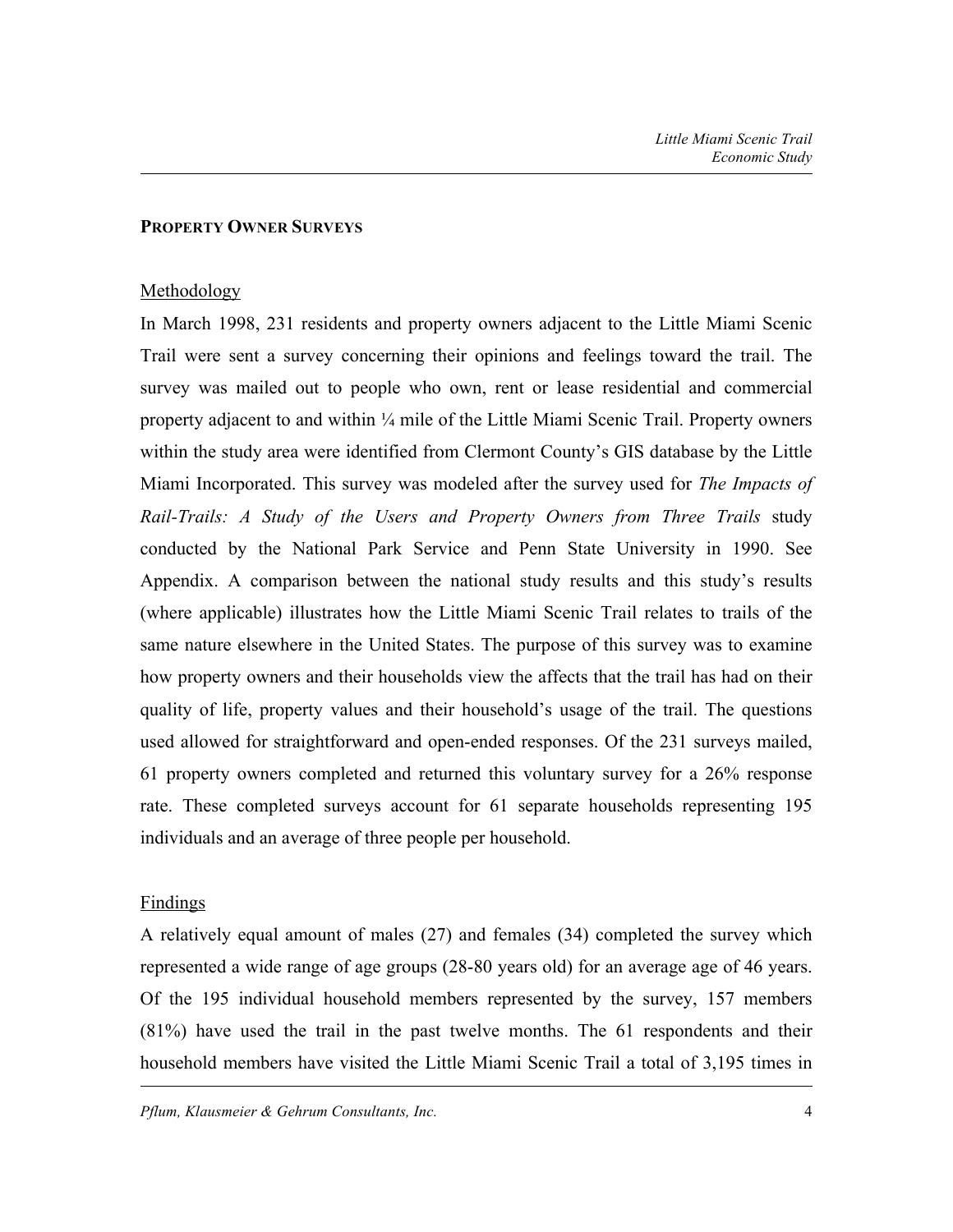## PROPERTY OWNER SURVEYS

### Methodology

In March 1998, 231 residents and property owners adjacent to the Little Miami Scenic Trail were sent a survey concerning their opinions and feelings toward the trail. The survey was mailed out to people who own, rent or lease residential and commercial property adjacent to and within ¼ mile of the Little Miami Scenic Trail. Property owners within the study area were identified from Clermont County's GIS database by the Little Miami Incorporated. This survey was modeled after the survey used for *The Impacts of Rail-Trails: A Study of the Users and Property Owners from Three Trails* study conducted by the National Park Service and Penn State University in 1990. See Appendix. A comparison between the national study results and this study's results (where applicable) illustrates how the Little Miami Scenic Trail relates to trails of the same nature elsewhere in the United States. The purpose of this survey was to examine how property owners and their households view the affects that the trail has had on their quality of life, property values and their household's usage of the trail. The questions used allowed for straightforward and open-ended responses. Of the 231 surveys mailed, 61 property owners completed and returned this voluntary survey for a 26% response rate. These completed surveys account for 61 separate households representing 195 individuals and an average of three people per household.

### Findings

A relatively equal amount of males (27) and females (34) completed the survey which represented a wide range of age groups (28-80 years old) for an average age of 46 years. Of the 195 individual household members represented by the survey, 157 members (81%) have used the trail in the past twelve months. The 61 respondents and their household members have visited the Little Miami Scenic Trail a total of 3,195 times in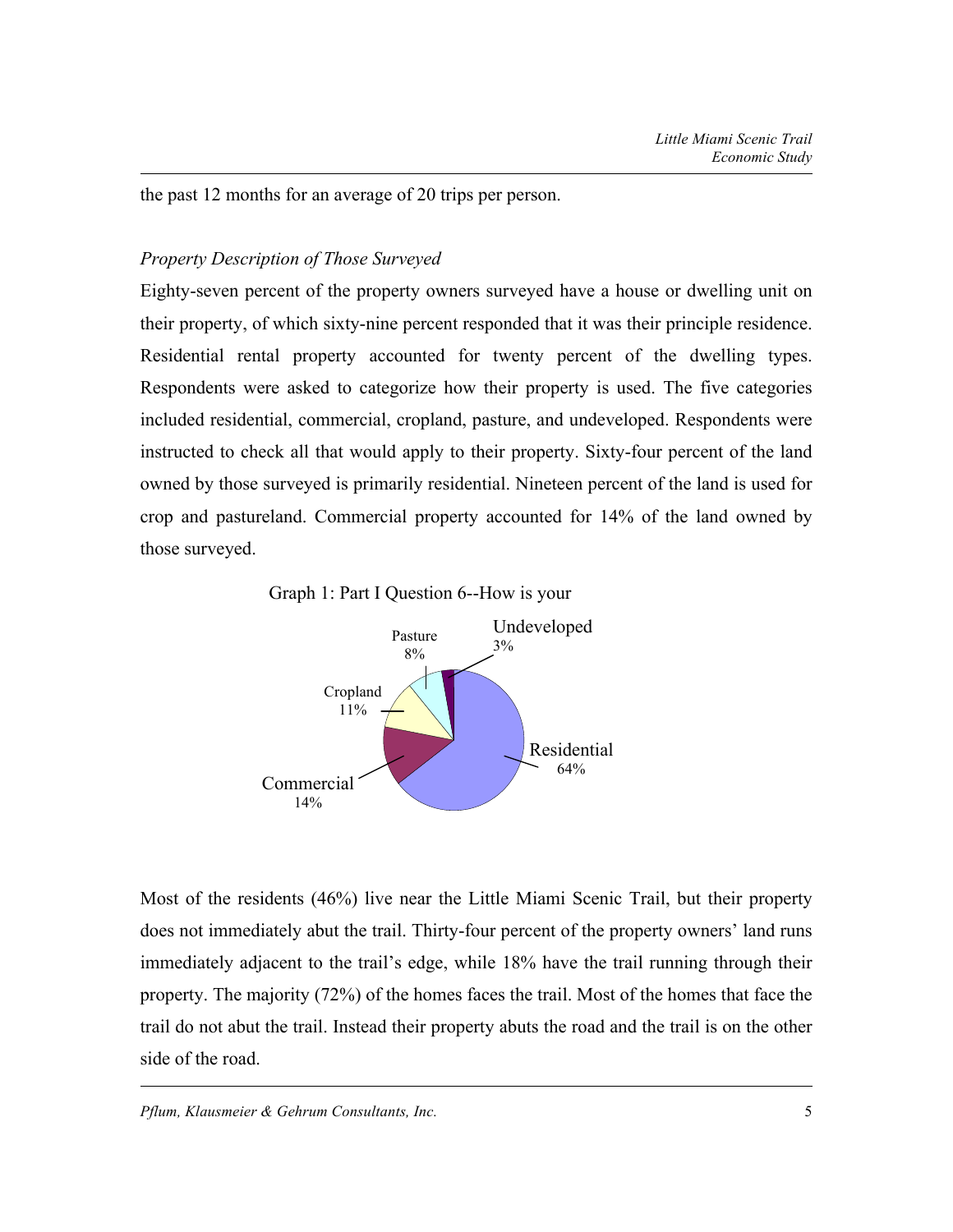the past 12 months for an average of 20 trips per person.

*Property Description of Those Surveyed*

Eighty-seven percent of the property owners surveyed have a house or dwelling unit on their property, of which sixty-nine percent responded that it was their principle residence. Residential rental property accounted for twenty percent of the dwelling types. Respondents were asked to categorize how their property is used. The five categories included residential, commercial, cropland, pasture, and undeveloped. Respondents were instructed to check all that would apply to their property. Sixty-four percent of the land owned by those surveyed is primarily residential. Nineteen percent of the land is used for crop and pastureland. Commercial property accounted for 14% of the land owned by those surveyed.

Graph 1: Part I Question 6--How is your

| Category | Percent |
| --- | --- |
| Residential | 64% |
| Commercial | 14% |
| Cropland | 11% |
| Pasture | 8% |
| Undeveloped | 3% |

Most of the residents (46%) live near the Little Miami Scenic Trail, but their property does not immediately abut the trail. Thirty-four percent of the property owners' land runs immediately adjacent to the trail's edge, while 18% have the trail running through their property. The majority (72%) of the homes faces the trail. Most of the homes that face the trail do not abut the trail. Instead their property abuts the road and the trail is on the other side of the road.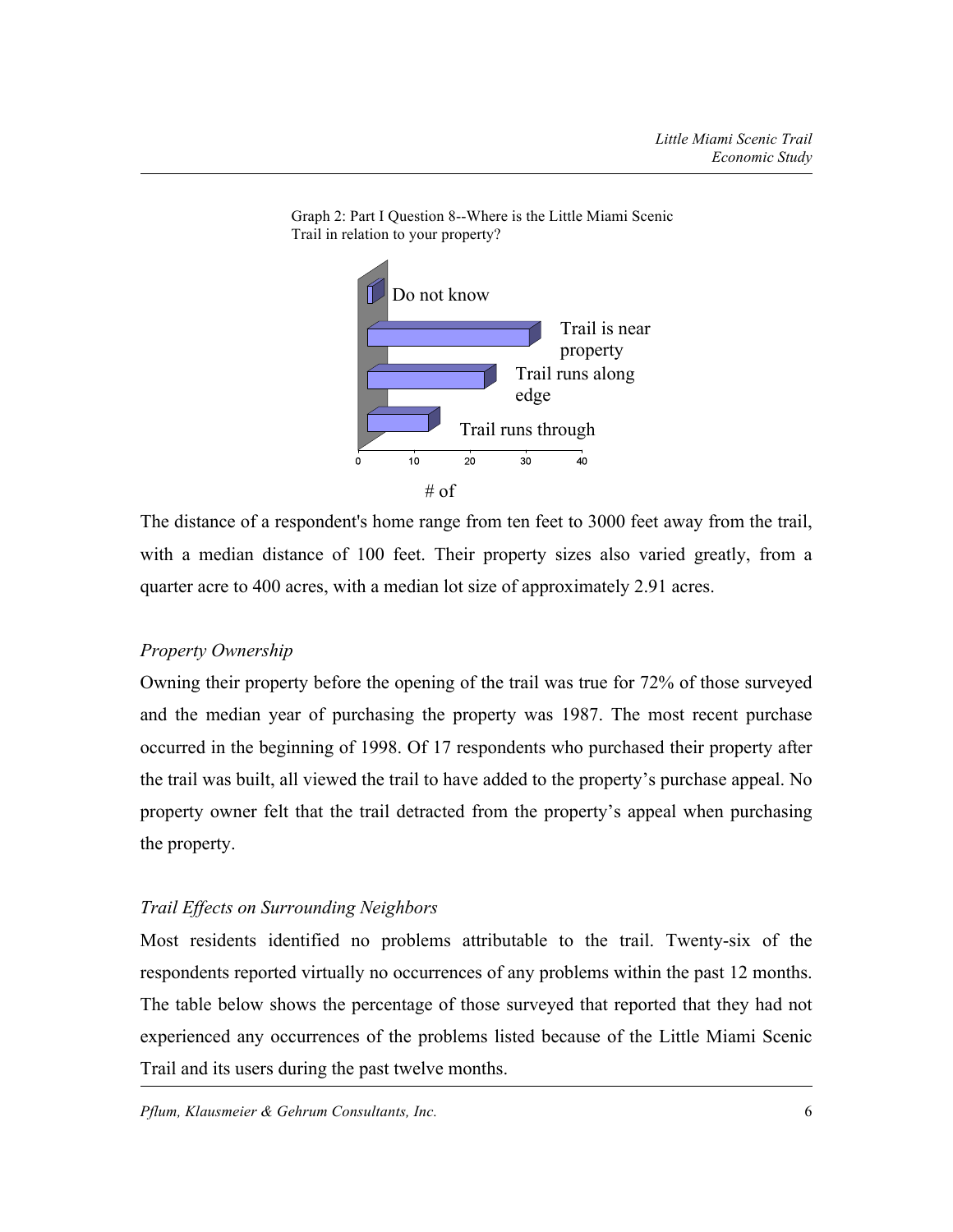Graph 2: Part I Question 8--Where is the Little Miami Scenic Trail in relation to your property?

The distance of a respondent's home range from ten feet to 3000 feet away from the trail, with a median distance of 100 feet. Their property sizes also varied greatly, from a quarter acre to 400 acres, with a median lot size of approximately 2.91 acres.

*Property Ownership*

Owning their property before the opening of the trail was true for 72% of those surveyed and the median year of purchasing the property was 1987. The most recent purchase occurred in the beginning of 1998. Of 17 respondents who purchased their property after the trail was built, all viewed the trail to have added to the property's purchase appeal. No property owner felt that the trail detracted from the property's appeal when purchasing the property.

*Trail Effects on Surrounding Neighbors*

Most residents identified no problems attributable to the trail. Twenty-six of the respondents reported virtually no occurrences of any problems within the past 12 months. The table below shows the percentage of those surveyed that reported that they had not experienced any occurrences of the problems listed because of the Little Miami Scenic Trail and its users during the past twelve months.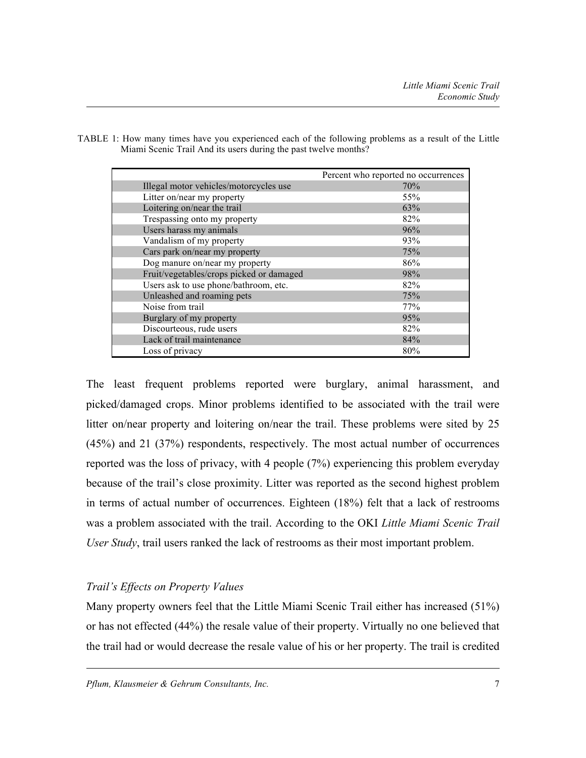TABLE 1: How many times have you experienced each of the following problems as a result of the Little Miami Scenic Trail And its users during the past twelve months?

| | Percent who reported no occurrences |
|---|---|
| Illegal motor vehicles/motorcycles use | 70% |
| Litter on/near my property | 55% |
| Loitering on/near the trail | 63% |
| Trespassing onto my property | 82% |
| Users harass my animals | 96% |
| Vandalism of my property | 93% |
| Cars park on/near my property | 75% |
| Dog manure on/near my property | 86% |
| Fruit/vegetables/crops picked or damaged | 98% |
| Users ask to use phone/bathroom, etc. | 82% |
| Unleashed and roaming pets | 75% |
| Noise from trail | 77% |
| Burglary of my property | 95% |
| Discourteous, rude users | 82% |
| Lack of trail maintenance | 84% |
| Loss of privacy | 80% |

The least frequent problems reported were burglary, animal harassment, and picked/damaged crops. Minor problems identified to be associated with the trail were litter on/near property and loitering on/near the trail. These problems were sited by 25 (45%) and 21 (37%) respondents, respectively. The most actual number of occurrences reported was the loss of privacy, with 4 people (7%) experiencing this problem everyday because of the trail's close proximity. Litter was reported as the second highest problem in terms of actual number of occurrences. Eighteen (18%) felt that a lack of restrooms was a problem associated with the trail. According to the OKI *Little Miami Scenic Trail User Study*, trail users ranked the lack of restrooms as their most important problem.

### *Trail's Effects on Property Values*

Many property owners feel that the Little Miami Scenic Trail either has increased (51%) or has not effected (44%) the resale value of their property. Virtually no one believed that the trail had or would decrease the resale value of his or her property. The trail is credited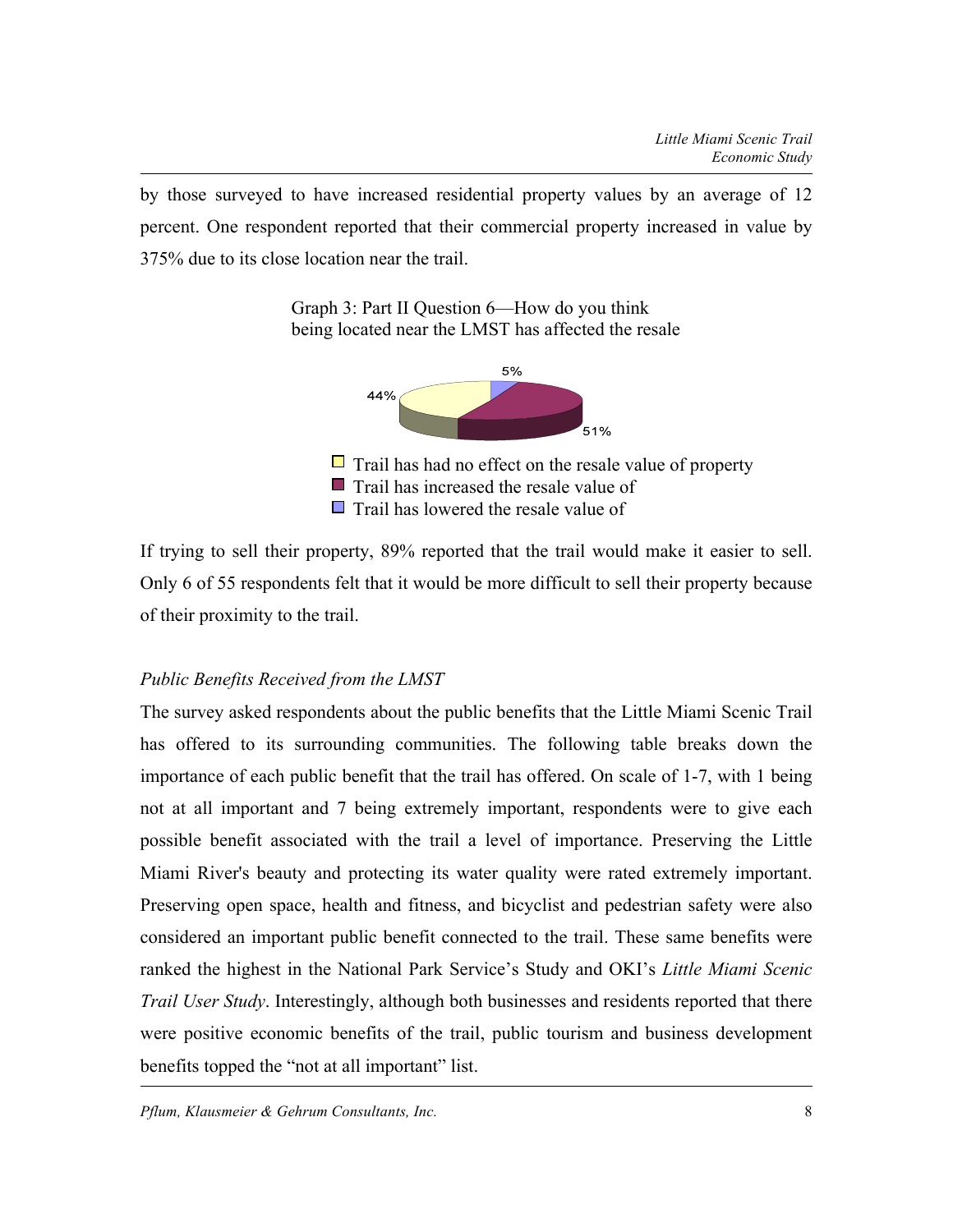by those surveyed to have increased residential property values by an average of 12 percent. One respondent reported that their commercial property increased in value by 375% due to its close location near the trail.

Graph 3: Part II Question 6—How do you think being located near the LMST has affected the resale

5%

44%

51%

- Trail has had no effect on the resale value of property
- Trail has increased the resale value of
- Trail has lowered the resale value of

If trying to sell their property, 89% reported that the trail would make it easier to sell. Only 6 of 55 respondents felt that it would be more difficult to sell their property because of their proximity to the trail.

*Public Benefits Received from the LMST*

The survey asked respondents about the public benefits that the Little Miami Scenic Trail has offered to its surrounding communities. The following table breaks down the importance of each public benefit that the trail has offered. On scale of 1-7, with 1 being not at all important and 7 being extremely important, respondents were to give each possible benefit associated with the trail a level of importance. Preserving the Little Miami River's beauty and protecting its water quality were rated extremely important. Preserving open space, health and fitness, and bicyclist and pedestrian safety were also considered an important public benefit connected to the trail. These same benefits were ranked the highest in the National Park Service's Study and OKI's *Little Miami Scenic Trail User Study*. Interestingly, although both businesses and residents reported that there were positive economic benefits of the trail, public tourism and business development benefits topped the "not at all important" list.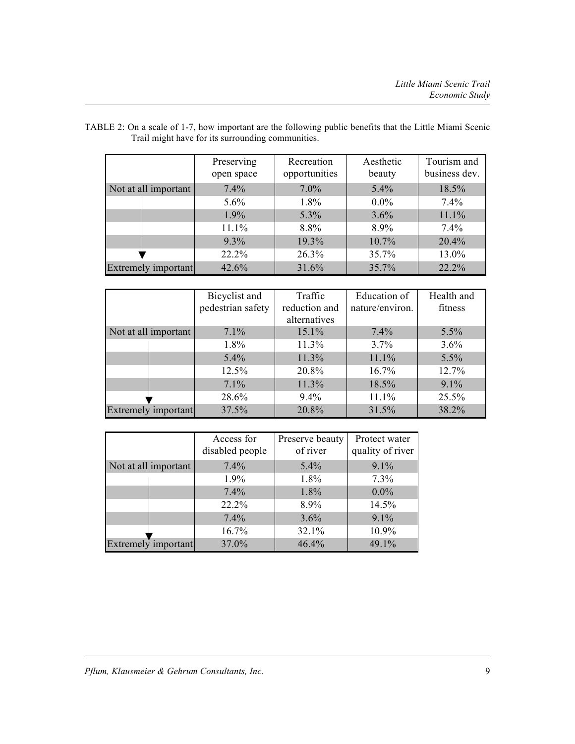TABLE 2: On a scale of 1-7, how important are the following public benefits that the Little Miami Scenic Trail might have for its surrounding communities.

| | Preserving open space | Recreation opportunities | Aesthetic beauty | Tourism and business dev. |
|---|---|---|---|---|
| Not at all important | 7.4% | 7.0% | 5.4% | 18.5% |
| | 5.6% | 1.8% | 0.0% | 7.4% |
| | 1.9% | 5.3% | 3.6% | 11.1% |
| | 11.1% | 8.8% | 8.9% | 7.4% |
| | 9.3% | 19.3% | 10.7% | 20.4% |
| | 22.2% | 26.3% | 35.7% | 13.0% |
| Extremely important | 42.6% | 31.6% | 35.7% | 22.2% |

| | Bicyclist and pedestrian safety | Traffic reduction and alternatives | Education of nature/environ. | Health and fitness |
|---|---|---|---|---|
| Not at all important | 7.1% | 15.1% | 7.4% | 5.5% |
| | 1.8% | 11.3% | 3.7% | 3.6% |
| | 5.4% | 11.3% | 11.1% | 5.5% |
| | 12.5% | 20.8% | 16.7% | 12.7% |
| | 7.1% | 11.3% | 18.5% | 9.1% |
| | 28.6% | 9.4% | 11.1% | 25.5% |
| Extremely important | 37.5% | 20.8% | 31.5% | 38.2% |

| | Access for disabled people | Preserve beauty of river | Protect water quality of river |
|---|---|---|---|
| Not at all important | 7.4% | 5.4% | 9.1% |
| | 1.9% | 1.8% | 7.3% |
| | 7.4% | 1.8% | 0.0% |
| | 22.2% | 8.9% | 14.5% |
| | 7.4% | 3.6% | 9.1% |
| | 16.7% | 32.1% | 10.9% |
| Extremely important | 37.0% | 46.4% | 49.1% |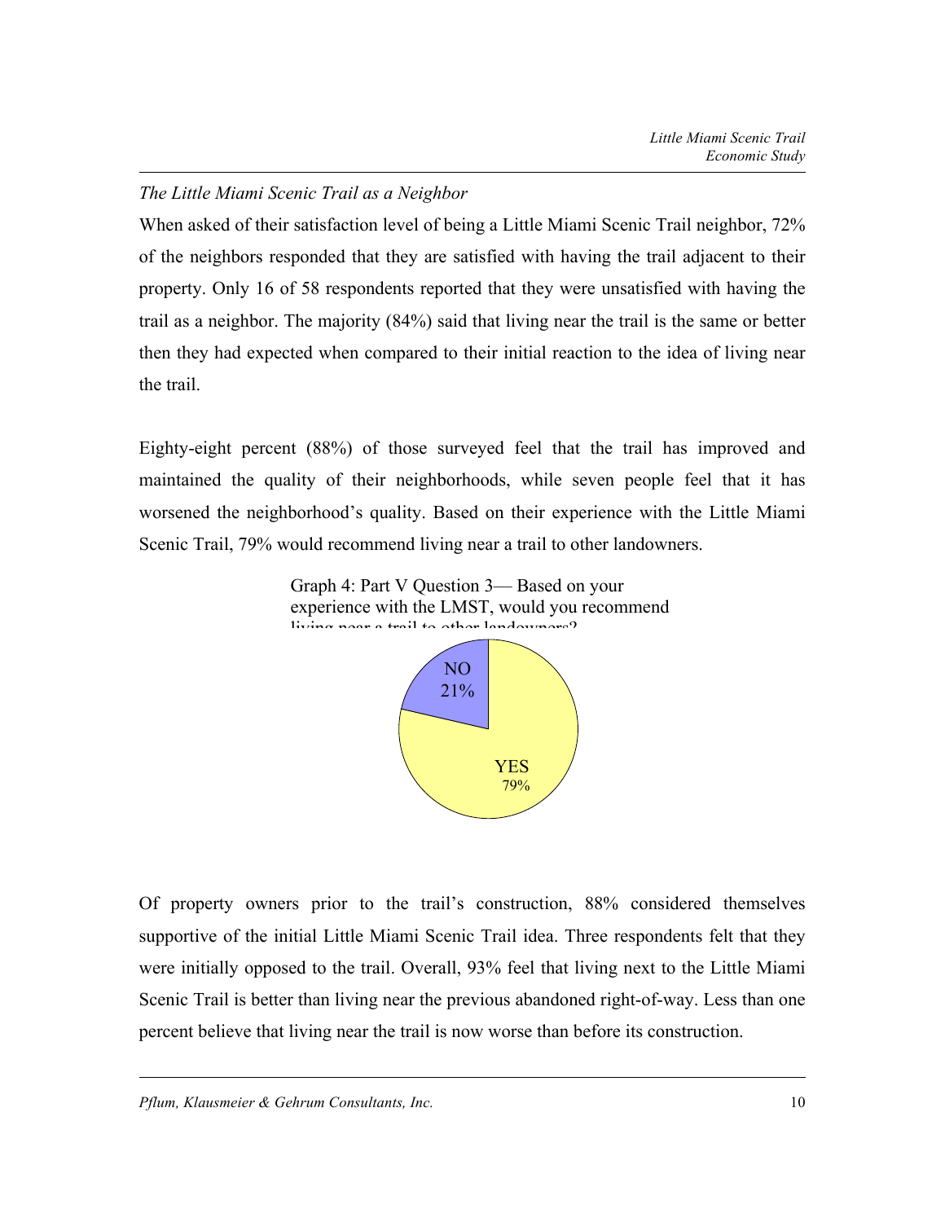*The Little Miami Scenic Trail as a Neighbor*

When asked of their satisfaction level of being a Little Miami Scenic Trail neighbor, 72% of the neighbors responded that they are satisfied with having the trail adjacent to their property. Only 16 of 58 respondents reported that they were unsatisfied with having the trail as a neighbor. The majority (84%) said that living near the trail is the same or better then they had expected when compared to their initial reaction to the idea of living near the trail.

Eighty-eight percent (88%) of those surveyed feel that the trail has improved and maintained the quality of their neighborhoods, while seven people feel that it has worsened the neighborhood's quality. Based on their experience with the Little Miami Scenic Trail, 79% would recommend living near a trail to other landowners.

Graph 4: Part V Question 3— Based on your experience with the LMST, would you recommend living near a trail to other landowners?

| Response | Percent |
|---|---|
| NO | 21% |
| YES | 79% |

Of property owners prior to the trail's construction, 88% considered themselves supportive of the initial Little Miami Scenic Trail idea. Three respondents felt that they were initially opposed to the trail. Overall, 93% feel that living next to the Little Miami Scenic Trail is better than living near the previous abandoned right-of-way. Less than one percent believe that living near the trail is now worse than before its construction.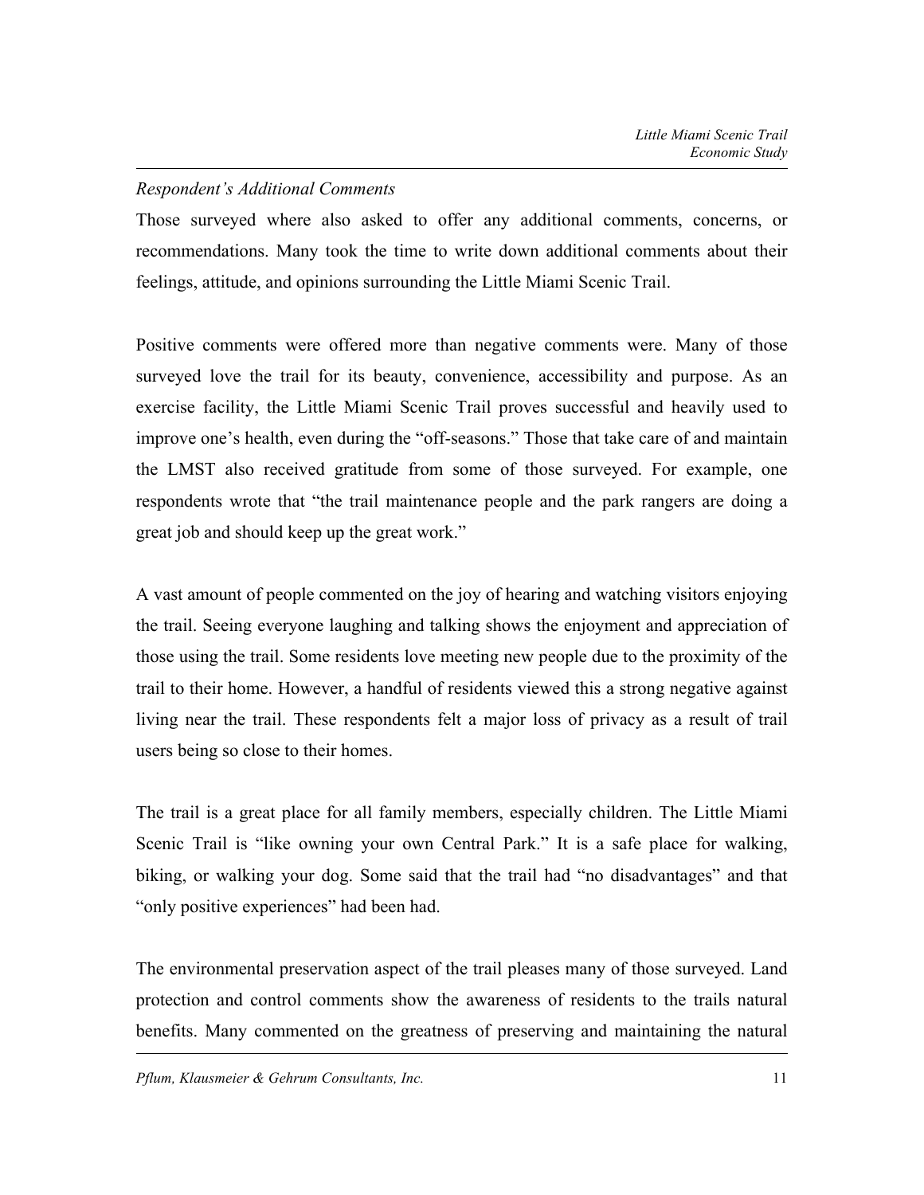*Respondent's Additional Comments*

Those surveyed where also asked to offer any additional comments, concerns, or recommendations. Many took the time to write down additional comments about their feelings, attitude, and opinions surrounding the Little Miami Scenic Trail.

Positive comments were offered more than negative comments were. Many of those surveyed love the trail for its beauty, convenience, accessibility and purpose. As an exercise facility, the Little Miami Scenic Trail proves successful and heavily used to improve one's health, even during the "off-seasons." Those that take care of and maintain the LMST also received gratitude from some of those surveyed. For example, one respondents wrote that "the trail maintenance people and the park rangers are doing a great job and should keep up the great work."

A vast amount of people commented on the joy of hearing and watching visitors enjoying the trail. Seeing everyone laughing and talking shows the enjoyment and appreciation of those using the trail. Some residents love meeting new people due to the proximity of the trail to their home. However, a handful of residents viewed this a strong negative against living near the trail. These respondents felt a major loss of privacy as a result of trail users being so close to their homes.

The trail is a great place for all family members, especially children. The Little Miami Scenic Trail is "like owning your own Central Park." It is a safe place for walking, biking, or walking your dog. Some said that the trail had "no disadvantages" and that "only positive experiences" had been had.

The environmental preservation aspect of the trail pleases many of those surveyed. Land protection and control comments show the awareness of residents to the trails natural benefits. Many commented on the greatness of preserving and maintaining the natural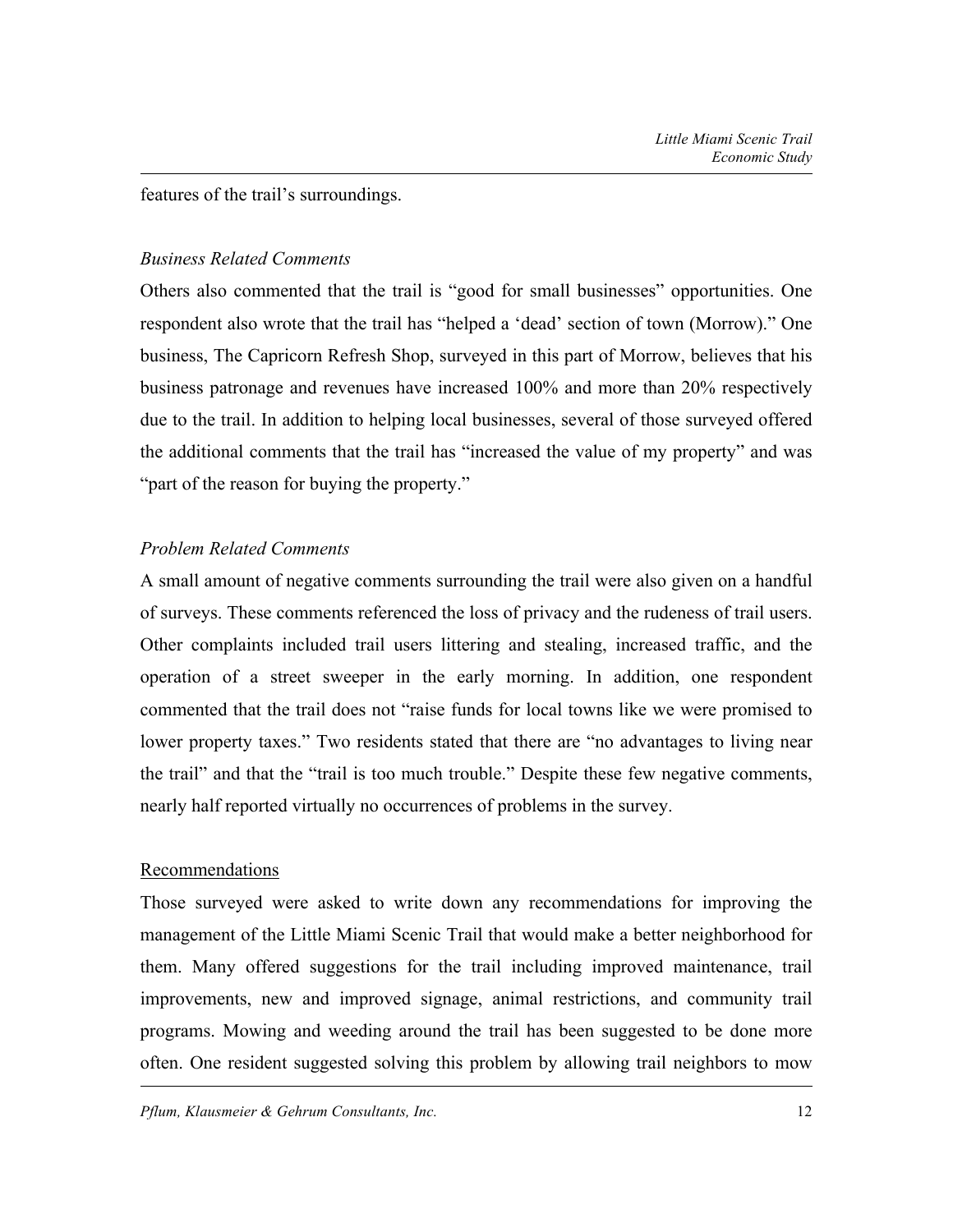features of the trail's surroundings.

*Business Related Comments*

Others also commented that the trail is "good for small businesses" opportunities. One respondent also wrote that the trail has "helped a 'dead' section of town (Morrow)." One business, The Capricorn Refresh Shop, surveyed in this part of Morrow, believes that his business patronage and revenues have increased 100% and more than 20% respectively due to the trail. In addition to helping local businesses, several of those surveyed offered the additional comments that the trail has "increased the value of my property" and was "part of the reason for buying the property."

*Problem Related Comments*

A small amount of negative comments surrounding the trail were also given on a handful of surveys. These comments referenced the loss of privacy and the rudeness of trail users. Other complaints included trail users littering and stealing, increased traffic, and the operation of a street sweeper in the early morning. In addition, one respondent commented that the trail does not "raise funds for local towns like we were promised to lower property taxes." Two residents stated that there are "no advantages to living near the trail" and that the "trail is too much trouble." Despite these few negative comments, nearly half reported virtually no occurrences of problems in the survey.

## Recommendations

Those surveyed were asked to write down any recommendations for improving the management of the Little Miami Scenic Trail that would make a better neighborhood for them. Many offered suggestions for the trail including improved maintenance, trail improvements, new and improved signage, animal restrictions, and community trail programs. Mowing and weeding around the trail has been suggested to be done more often. One resident suggested solving this problem by allowing trail neighbors to mow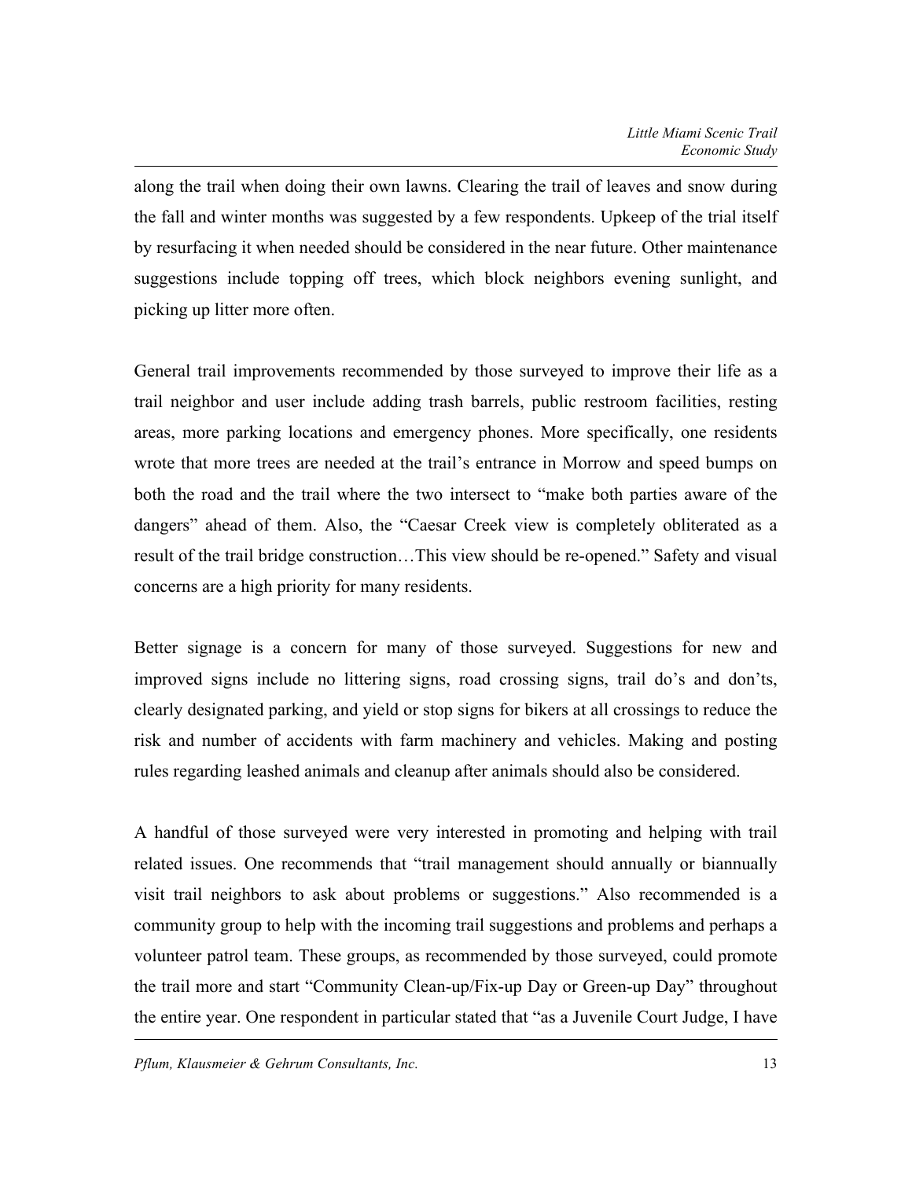along the trail when doing their own lawns. Clearing the trail of leaves and snow during the fall and winter months was suggested by a few respondents. Upkeep of the trial itself by resurfacing it when needed should be considered in the near future. Other maintenance suggestions include topping off trees, which block neighbors evening sunlight, and picking up litter more often.

General trail improvements recommended by those surveyed to improve their life as a trail neighbor and user include adding trash barrels, public restroom facilities, resting areas, more parking locations and emergency phones. More specifically, one residents wrote that more trees are needed at the trail's entrance in Morrow and speed bumps on both the road and the trail where the two intersect to "make both parties aware of the dangers" ahead of them. Also, the "Caesar Creek view is completely obliterated as a result of the trail bridge construction…This view should be re-opened." Safety and visual concerns are a high priority for many residents.

Better signage is a concern for many of those surveyed. Suggestions for new and improved signs include no littering signs, road crossing signs, trail do's and don'ts, clearly designated parking, and yield or stop signs for bikers at all crossings to reduce the risk and number of accidents with farm machinery and vehicles. Making and posting rules regarding leashed animals and cleanup after animals should also be considered.

A handful of those surveyed were very interested in promoting and helping with trail related issues. One recommends that "trail management should annually or biannually visit trail neighbors to ask about problems or suggestions." Also recommended is a community group to help with the incoming trail suggestions and problems and perhaps a volunteer patrol team. These groups, as recommended by those surveyed, could promote the trail more and start "Community Clean-up/Fix-up Day or Green-up Day" throughout the entire year. One respondent in particular stated that "as a Juvenile Court Judge, I have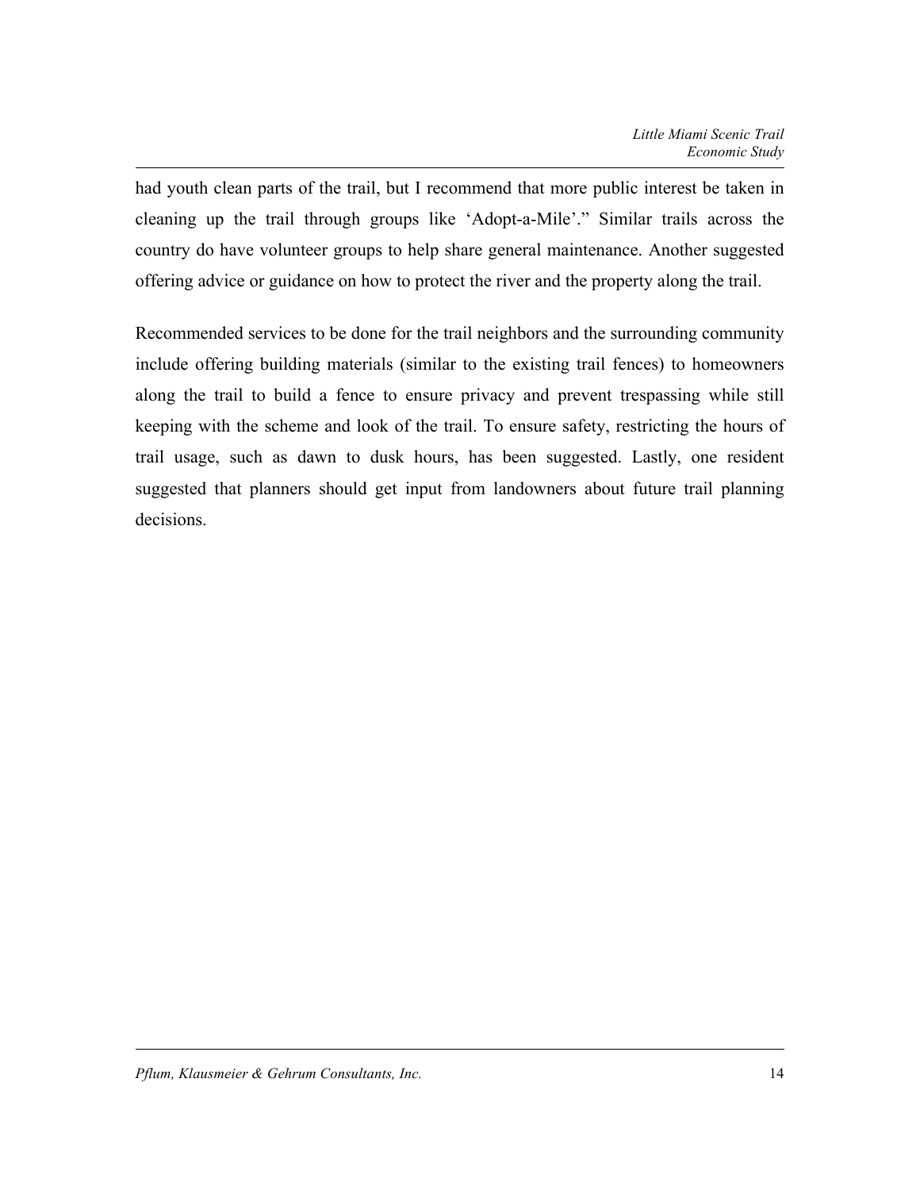had youth clean parts of the trail, but I recommend that more public interest be taken in cleaning up the trail through groups like 'Adopt-a-Mile'." Similar trails across the country do have volunteer groups to help share general maintenance. Another suggested offering advice or guidance on how to protect the river and the property along the trail.

Recommended services to be done for the trail neighbors and the surrounding community include offering building materials (similar to the existing trail fences) to homeowners along the trail to build a fence to ensure privacy and prevent trespassing while still keeping with the scheme and look of the trail. To ensure safety, restricting the hours of trail usage, such as dawn to dusk hours, has been suggested. Lastly, one resident suggested that planners should get input from landowners about future trail planning decisions.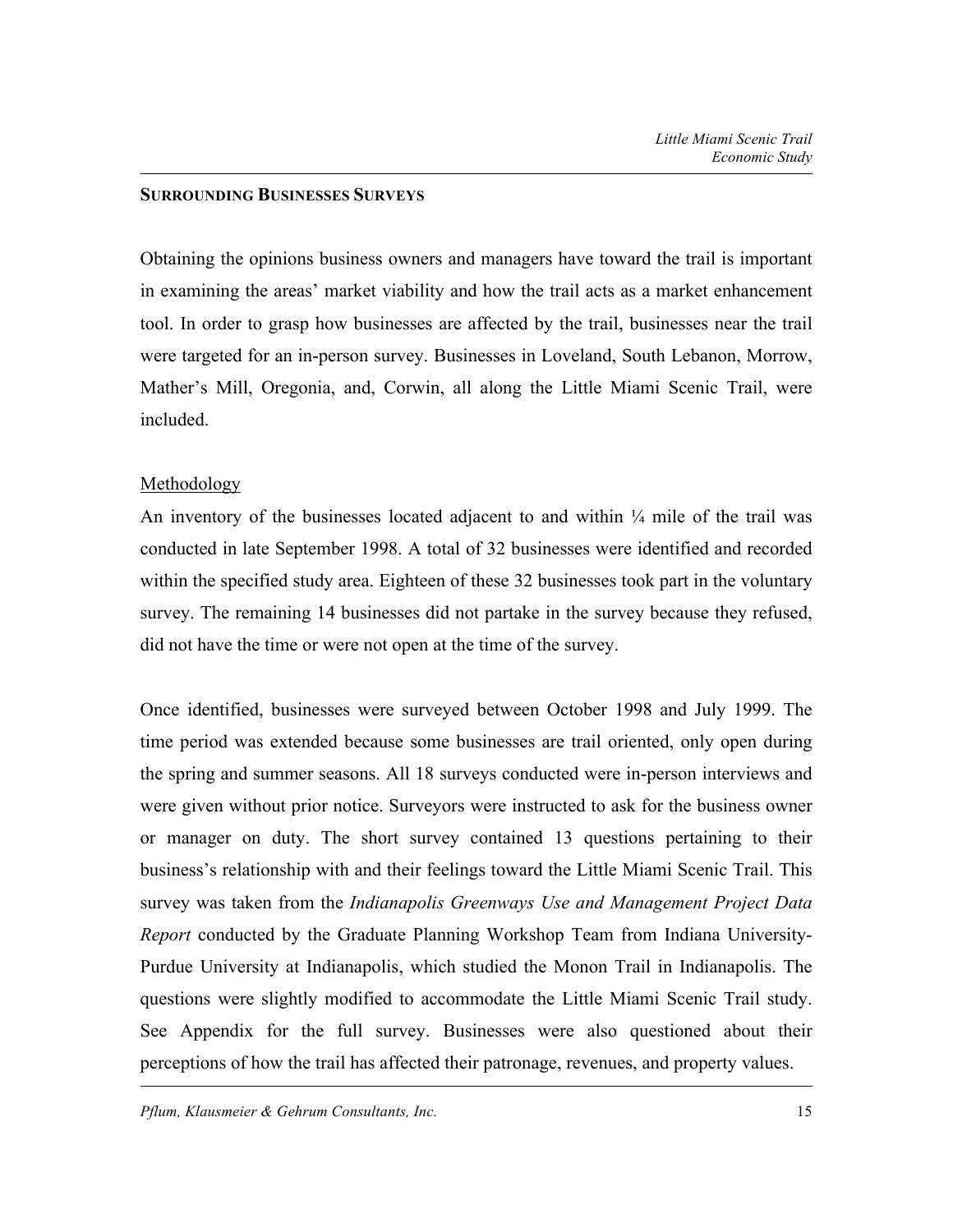## SURROUNDING BUSINESSES SURVEYS

Obtaining the opinions business owners and managers have toward the trail is important in examining the areas' market viability and how the trail acts as a market enhancement tool. In order to grasp how businesses are affected by the trail, businesses near the trail were targeted for an in-person survey. Businesses in Loveland, South Lebanon, Morrow, Mather's Mill, Oregonia, and, Corwin, all along the Little Miami Scenic Trail, were included.

### Methodology

An inventory of the businesses located adjacent to and within ¼ mile of the trail was conducted in late September 1998. A total of 32 businesses were identified and recorded within the specified study area. Eighteen of these 32 businesses took part in the voluntary survey. The remaining 14 businesses did not partake in the survey because they refused, did not have the time or were not open at the time of the survey.

Once identified, businesses were surveyed between October 1998 and July 1999. The time period was extended because some businesses are trail oriented, only open during the spring and summer seasons. All 18 surveys conducted were in-person interviews and were given without prior notice. Surveyors were instructed to ask for the business owner or manager on duty. The short survey contained 13 questions pertaining to their business's relationship with and their feelings toward the Little Miami Scenic Trail. This survey was taken from the *Indianapolis Greenways Use and Management Project Data Report* conducted by the Graduate Planning Workshop Team from Indiana University-Purdue University at Indianapolis, which studied the Monon Trail in Indianapolis. The questions were slightly modified to accommodate the Little Miami Scenic Trail study. See Appendix for the full survey. Businesses were also questioned about their perceptions of how the trail has affected their patronage, revenues, and property values.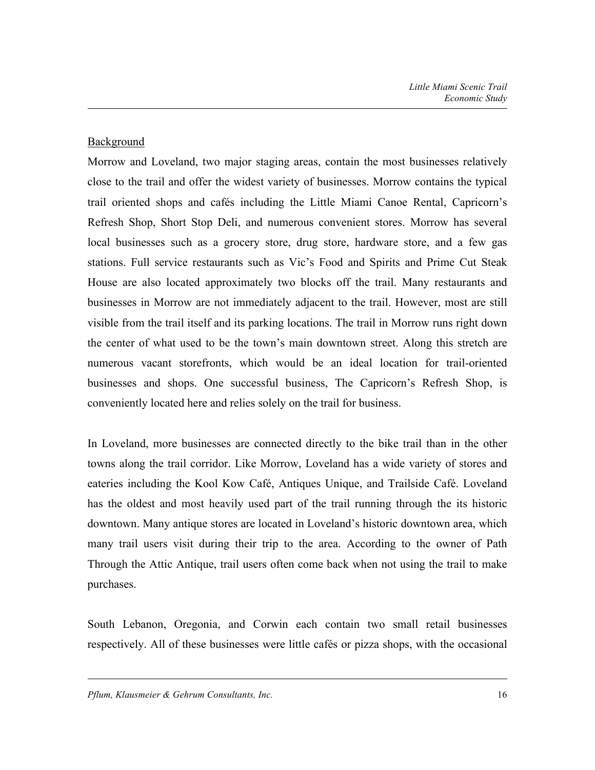Background

Morrow and Loveland, two major staging areas, contain the most businesses relatively close to the trail and offer the widest variety of businesses. Morrow contains the typical trail oriented shops and cafés including the Little Miami Canoe Rental, Capricorn's Refresh Shop, Short Stop Deli, and numerous convenient stores. Morrow has several local businesses such as a grocery store, drug store, hardware store, and a few gas stations. Full service restaurants such as Vic's Food and Spirits and Prime Cut Steak House are also located approximately two blocks off the trail. Many restaurants and businesses in Morrow are not immediately adjacent to the trail. However, most are still visible from the trail itself and its parking locations. The trail in Morrow runs right down the center of what used to be the town's main downtown street. Along this stretch are numerous vacant storefronts, which would be an ideal location for trail-oriented businesses and shops. One successful business, The Capricorn's Refresh Shop, is conveniently located here and relies solely on the trail for business.

In Loveland, more businesses are connected directly to the bike trail than in the other towns along the trail corridor. Like Morrow, Loveland has a wide variety of stores and eateries including the Kool Kow Café, Antiques Unique, and Trailside Café. Loveland has the oldest and most heavily used part of the trail running through the its historic downtown. Many antique stores are located in Loveland's historic downtown area, which many trail users visit during their trip to the area. According to the owner of Path Through the Attic Antique, trail users often come back when not using the trail to make purchases.

South Lebanon, Oregonia, and Corwin each contain two small retail businesses respectively. All of these businesses were little cafés or pizza shops, with the occasional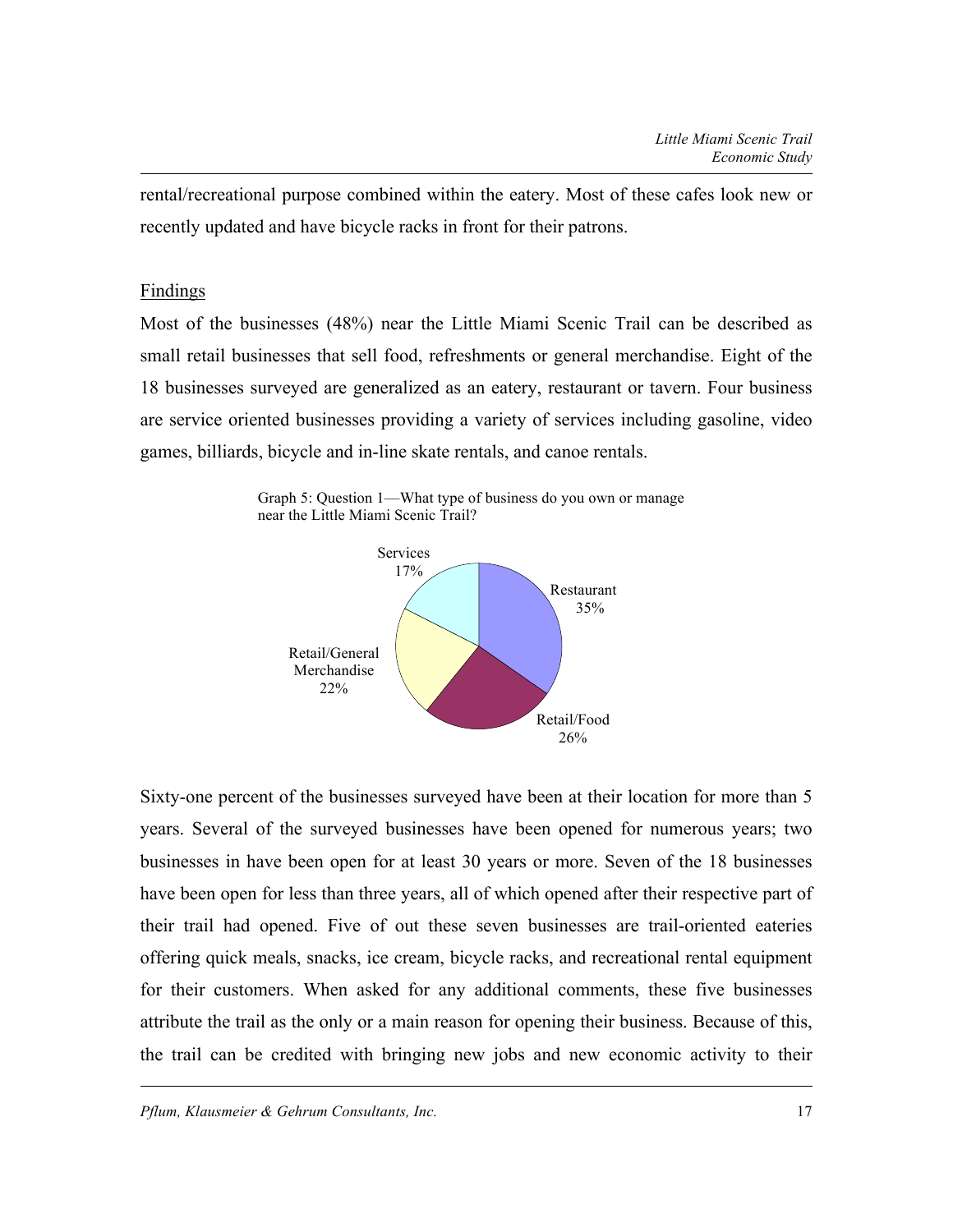rental/recreational purpose combined within the eatery. Most of these cafes look new or recently updated and have bicycle racks in front for their patrons.

Findings

Most of the businesses (48%) near the Little Miami Scenic Trail can be described as small retail businesses that sell food, refreshments or general merchandise. Eight of the 18 businesses surveyed are generalized as an eatery, restaurant or tavern. Four business are service oriented businesses providing a variety of services including gasoline, video games, billiards, bicycle and in-line skate rentals, and canoe rentals.

Graph 5: Question 1—What type of business do you own or manage near the Little Miami Scenic Trail?

| Type of business | Percent |
|---|---|
| Restaurant | 35% |
| Retail/Food | 26% |
| Retail/General Merchandise | 22% |
| Services | 17% |

Sixty-one percent of the businesses surveyed have been at their location for more than 5 years. Several of the surveyed businesses have been opened for numerous years; two businesses in have been open for at least 30 years or more. Seven of the 18 businesses have been open for less than three years, all of which opened after their respective part of their trail had opened. Five of out these seven businesses are trail-oriented eateries offering quick meals, snacks, ice cream, bicycle racks, and recreational rental equipment for their customers. When asked for any additional comments, these five businesses attribute the trail as the only or a main reason for opening their business. Because of this, the trail can be credited with bringing new jobs and new economic activity to their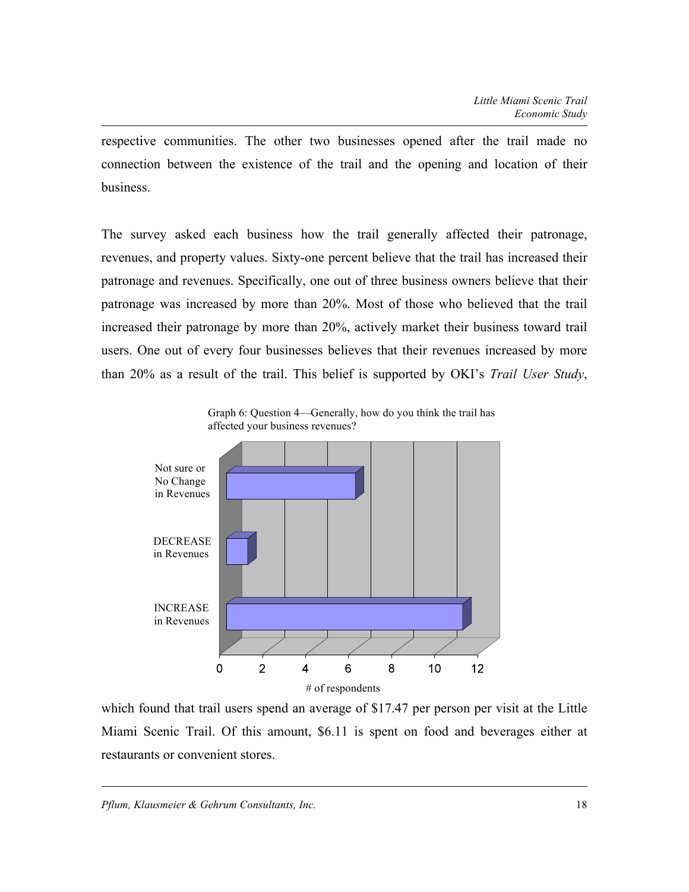respective communities. The other two businesses opened after the trail made no connection between the existence of the trail and the opening and location of their business.

The survey asked each business how the trail generally affected their patronage, revenues, and property values. Sixty-one percent believe that the trail has increased their patronage and revenues. Specifically, one out of three business owners believe that their patronage was increased by more than 20%. Most of those who believed that the trail increased their patronage by more than 20%, actively market their business toward trail users. One out of every four businesses believes that their revenues increased by more than 20% as a result of the trail. This belief is supported by OKI's *Trail User Study*,

Graph 6: Question 4—Generally, how do you think the trail has affected your business revenues?

which found that trail users spend an average of $17.47 per person per visit at the Little Miami Scenic Trail. Of this amount, $6.11 is spent on food and beverages either at restaurants or convenient stores.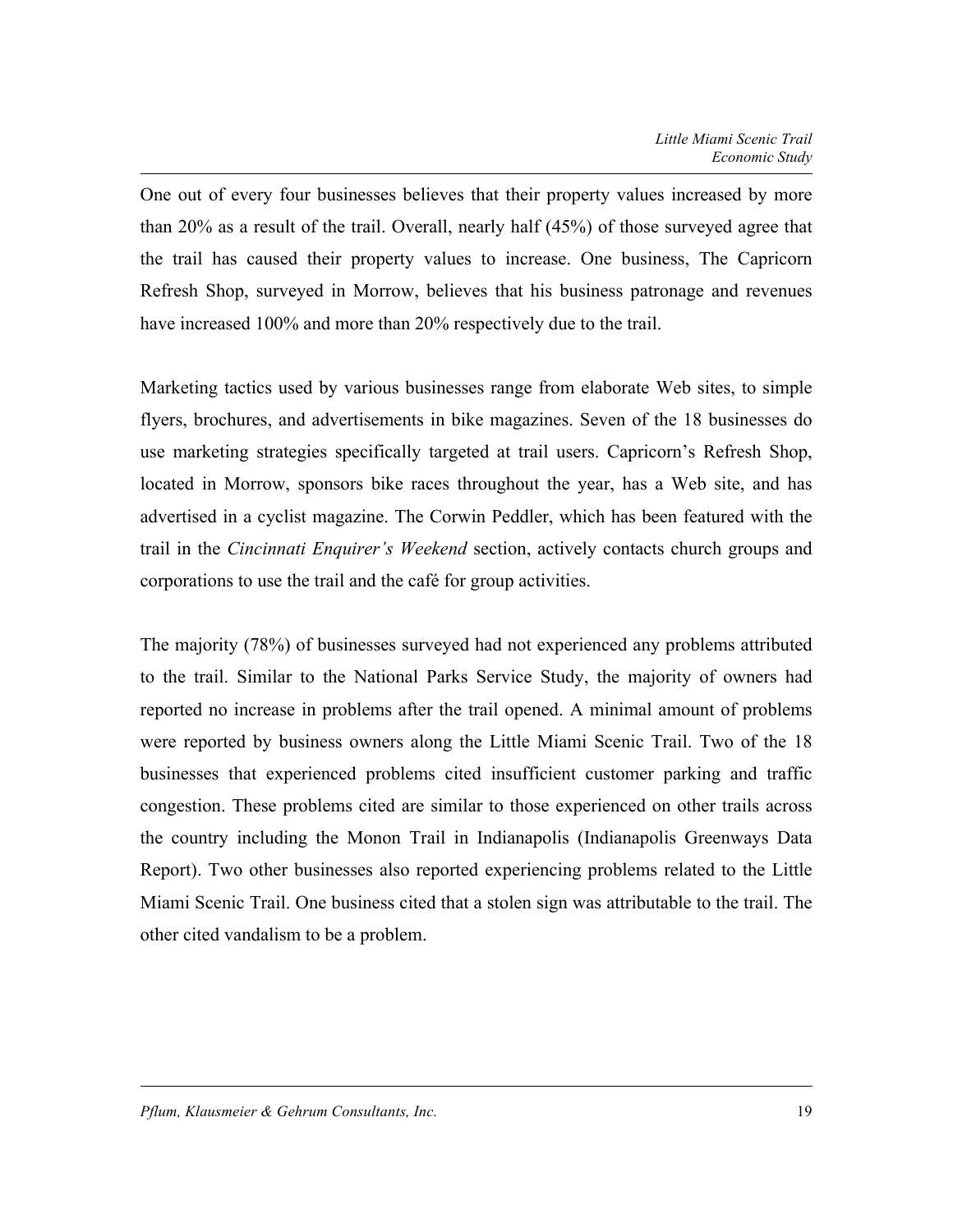One out of every four businesses believes that their property values increased by more than 20% as a result of the trail. Overall, nearly half (45%) of those surveyed agree that the trail has caused their property values to increase. One business, The Capricorn Refresh Shop, surveyed in Morrow, believes that his business patronage and revenues have increased 100% and more than 20% respectively due to the trail.

Marketing tactics used by various businesses range from elaborate Web sites, to simple flyers, brochures, and advertisements in bike magazines. Seven of the 18 businesses do use marketing strategies specifically targeted at trail users. Capricorn's Refresh Shop, located in Morrow, sponsors bike races throughout the year, has a Web site, and has advertised in a cyclist magazine. The Corwin Peddler, which has been featured with the trail in the *Cincinnati Enquirer's Weekend* section, actively contacts church groups and corporations to use the trail and the café for group activities.

The majority (78%) of businesses surveyed had not experienced any problems attributed to the trail. Similar to the National Parks Service Study, the majority of owners had reported no increase in problems after the trail opened. A minimal amount of problems were reported by business owners along the Little Miami Scenic Trail. Two of the 18 businesses that experienced problems cited insufficient customer parking and traffic congestion. These problems cited are similar to those experienced on other trails across the country including the Monon Trail in Indianapolis (Indianapolis Greenways Data Report). Two other businesses also reported experiencing problems related to the Little Miami Scenic Trail. One business cited that a stolen sign was attributable to the trail. The other cited vandalism to be a problem.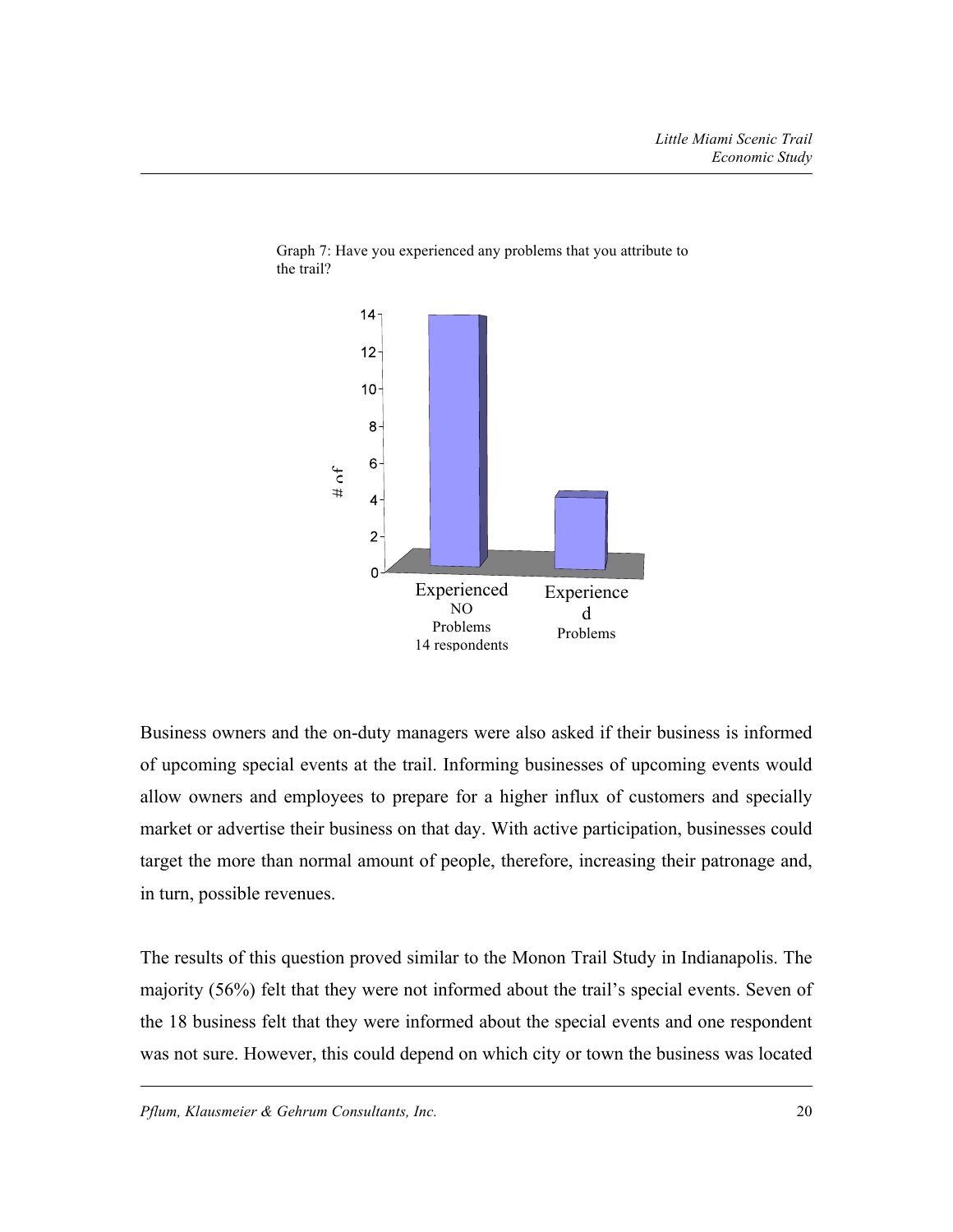Graph 7: Have you experienced any problems that you attribute to the trail?

Business owners and the on-duty managers were also asked if their business is informed of upcoming special events at the trail. Informing businesses of upcoming events would allow owners and employees to prepare for a higher influx of customers and specially market or advertise their business on that day. With active participation, businesses could target the more than normal amount of people, therefore, increasing their patronage and, in turn, possible revenues.

The results of this question proved similar to the Monon Trail Study in Indianapolis. The majority (56%) felt that they were not informed about the trail's special events. Seven of the 18 business felt that they were informed about the special events and one respondent was not sure. However, this could depend on which city or town the business was located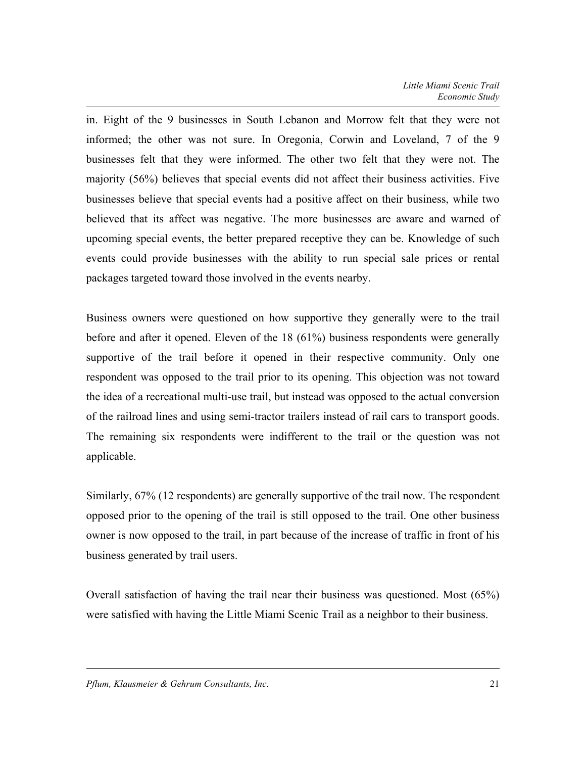in. Eight of the 9 businesses in South Lebanon and Morrow felt that they were not informed; the other was not sure. In Oregonia, Corwin and Loveland, 7 of the 9 businesses felt that they were informed. The other two felt that they were not. The majority (56%) believes that special events did not affect their business activities. Five businesses believe that special events had a positive affect on their business, while two believed that its affect was negative. The more businesses are aware and warned of upcoming special events, the better prepared receptive they can be. Knowledge of such events could provide businesses with the ability to run special sale prices or rental packages targeted toward those involved in the events nearby.

Business owners were questioned on how supportive they generally were to the trail before and after it opened. Eleven of the 18 (61%) business respondents were generally supportive of the trail before it opened in their respective community. Only one respondent was opposed to the trail prior to its opening. This objection was not toward the idea of a recreational multi-use trail, but instead was opposed to the actual conversion of the railroad lines and using semi-tractor trailers instead of rail cars to transport goods. The remaining six respondents were indifferent to the trail or the question was not applicable.

Similarly, 67% (12 respondents) are generally supportive of the trail now. The respondent opposed prior to the opening of the trail is still opposed to the trail. One other business owner is now opposed to the trail, in part because of the increase of traffic in front of his business generated by trail users.

Overall satisfaction of having the trail near their business was questioned. Most (65%) were satisfied with having the Little Miami Scenic Trail as a neighbor to their business.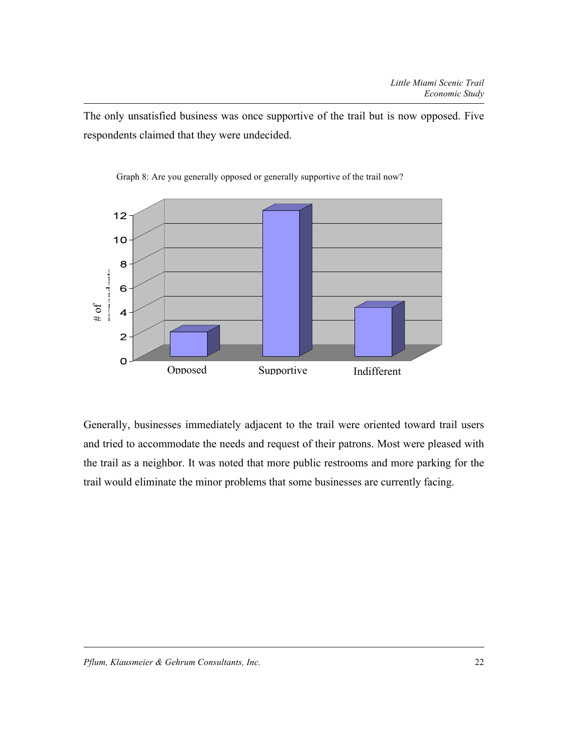The only unsatisfied business was once supportive of the trail but is now opposed. Five respondents claimed that they were undecided.

Graph 8: Are you generally opposed or generally supportive of the trail now?

| | # of respondents |
|---|---|
| Opposed | 2 |
| Supportive | 12 |
| Indifferent | 4 |

Generally, businesses immediately adjacent to the trail were oriented toward trail users and tried to accommodate the needs and request of their patrons. Most were pleased with the trail as a neighbor. It was noted that more public restrooms and more parking for the trail would eliminate the minor problems that some businesses are currently facing.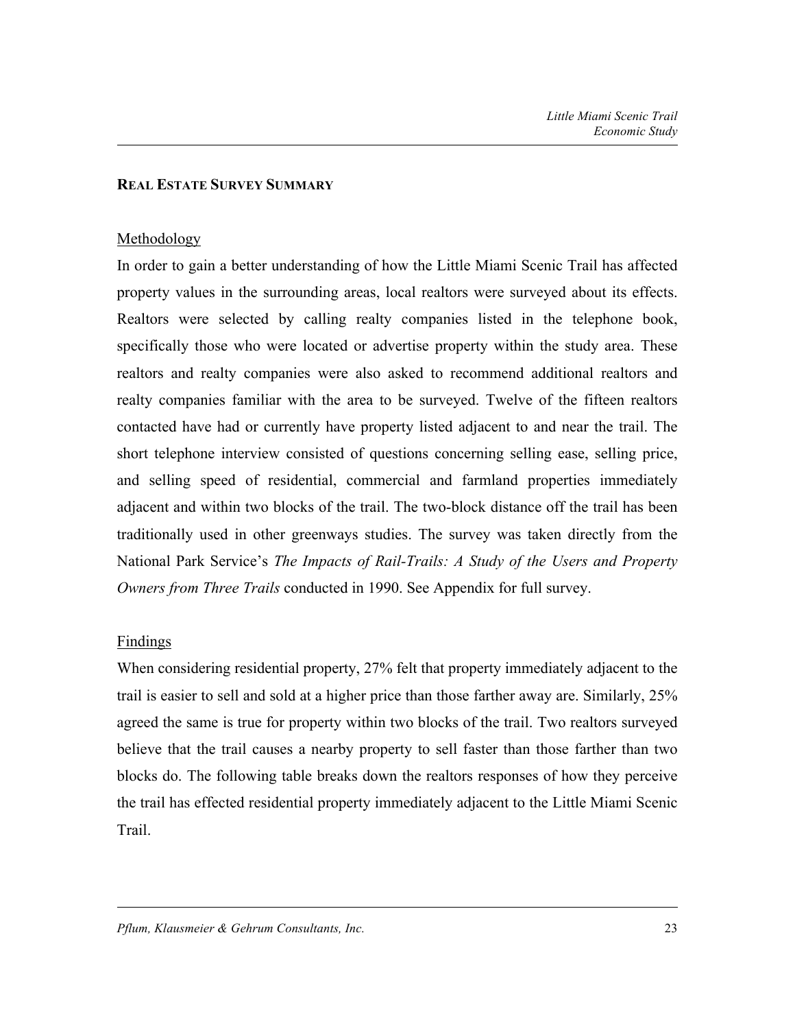## REAL ESTATE SURVEY SUMMARY

### Methodology

In order to gain a better understanding of how the Little Miami Scenic Trail has affected property values in the surrounding areas, local realtors were surveyed about its effects. Realtors were selected by calling realty companies listed in the telephone book, specifically those who were located or advertise property within the study area. These realtors and realty companies were also asked to recommend additional realtors and realty companies familiar with the area to be surveyed. Twelve of the fifteen realtors contacted have had or currently have property listed adjacent to and near the trail. The short telephone interview consisted of questions concerning selling ease, selling price, and selling speed of residential, commercial and farmland properties immediately adjacent and within two blocks of the trail. The two-block distance off the trail has been traditionally used in other greenways studies. The survey was taken directly from the National Park Service's *The Impacts of Rail-Trails: A Study of the Users and Property Owners from Three Trails* conducted in 1990. See Appendix for full survey.

### Findings

When considering residential property, 27% felt that property immediately adjacent to the trail is easier to sell and sold at a higher price than those farther away are. Similarly, 25% agreed the same is true for property within two blocks of the trail. Two realtors surveyed believe that the trail causes a nearby property to sell faster than those farther than two blocks do. The following table breaks down the realtors responses of how they perceive the trail has effected residential property immediately adjacent to the Little Miami Scenic Trail.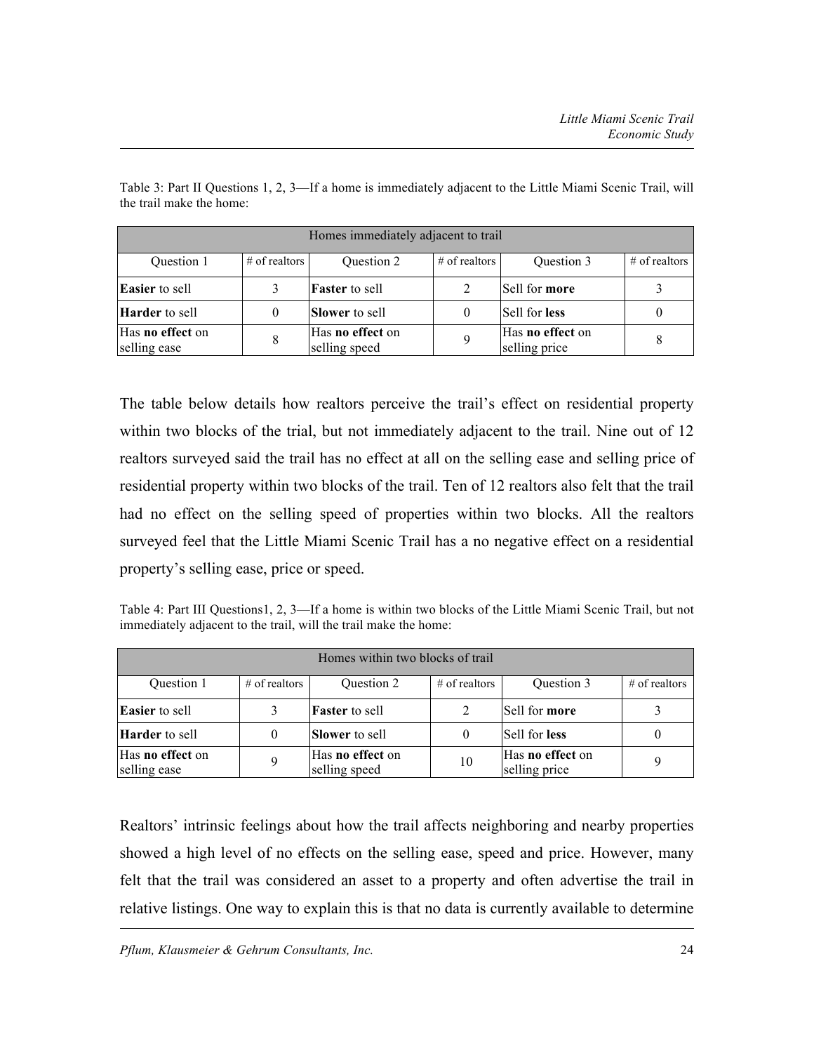Table 3: Part II Questions 1, 2, 3—If a home is immediately adjacent to the Little Miami Scenic Trail, will the trail make the home:

| Homes immediately adjacent to trail | | | | | |
|---|---|---|---|---|---|
| Question 1 | # of realtors | Question 2 | # of realtors | Question 3 | # of realtors |
| **Easier** to sell | 3 | **Faster** to sell | 2 | Sell for **more** | 3 |
| **Harder** to sell | 0 | **Slower** to sell | 0 | Sell for **less** | 0 |
| Has **no effect** on selling ease | 8 | Has **no effect** on selling speed | 9 | Has **no effect** on selling price | 8 |

The table below details how realtors perceive the trail's effect on residential property within two blocks of the trial, but not immediately adjacent to the trail. Nine out of 12 realtors surveyed said the trail has no effect at all on the selling ease and selling price of residential property within two blocks of the trail. Ten of 12 realtors also felt that the trail had no effect on the selling speed of properties within two blocks. All the realtors surveyed feel that the Little Miami Scenic Trail has a no negative effect on a residential property's selling ease, price or speed.

Table 4: Part III Questions1, 2, 3—If a home is within two blocks of the Little Miami Scenic Trail, but not immediately adjacent to the trail, will the trail make the home:

| Homes within two blocks of trail | | | | | |
|---|---|---|---|---|---|
| Question 1 | # of realtors | Question 2 | # of realtors | Question 3 | # of realtors |
| **Easier** to sell | 3 | **Faster** to sell | 2 | Sell for **more** | 3 |
| **Harder** to sell | 0 | **Slower** to sell | 0 | Sell for **less** | 0 |
| Has **no effect** on selling ease | 9 | Has **no effect** on selling speed | 10 | Has **no effect** on selling price | 9 |

Realtors' intrinsic feelings about how the trail affects neighboring and nearby properties showed a high level of no effects on the selling ease, speed and price. However, many felt that the trail was considered an asset to a property and often advertise the trail in relative listings. One way to explain this is that no data is currently available to determine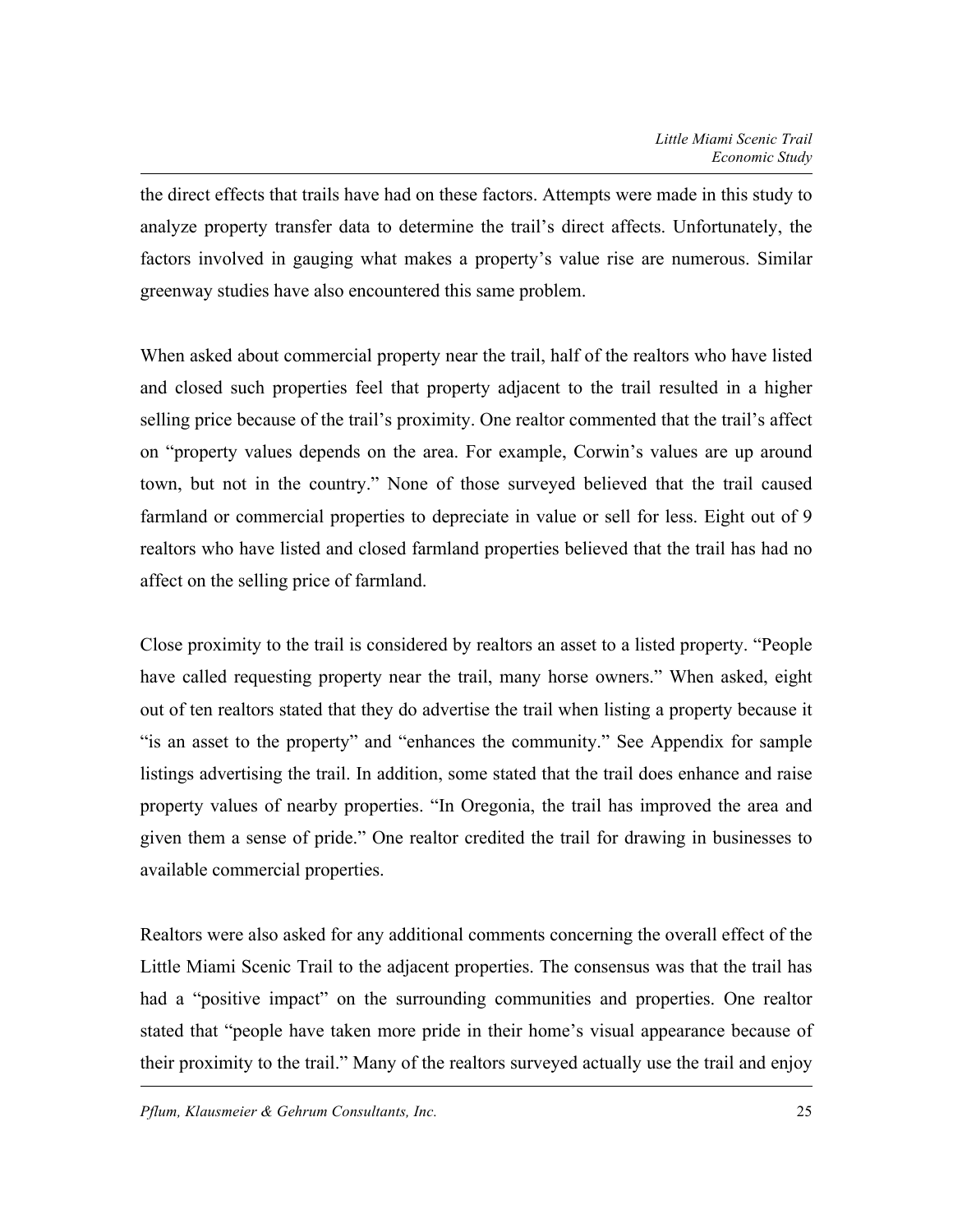the direct effects that trails have had on these factors. Attempts were made in this study to analyze property transfer data to determine the trail's direct affects. Unfortunately, the factors involved in gauging what makes a property's value rise are numerous. Similar greenway studies have also encountered this same problem.

When asked about commercial property near the trail, half of the realtors who have listed and closed such properties feel that property adjacent to the trail resulted in a higher selling price because of the trail's proximity. One realtor commented that the trail's affect on "property values depends on the area. For example, Corwin's values are up around town, but not in the country." None of those surveyed believed that the trail caused farmland or commercial properties to depreciate in value or sell for less. Eight out of 9 realtors who have listed and closed farmland properties believed that the trail has had no affect on the selling price of farmland.

Close proximity to the trail is considered by realtors an asset to a listed property. "People have called requesting property near the trail, many horse owners." When asked, eight out of ten realtors stated that they do advertise the trail when listing a property because it "is an asset to the property" and "enhances the community." See Appendix for sample listings advertising the trail. In addition, some stated that the trail does enhance and raise property values of nearby properties. "In Oregonia, the trail has improved the area and given them a sense of pride." One realtor credited the trail for drawing in businesses to available commercial properties.

Realtors were also asked for any additional comments concerning the overall effect of the Little Miami Scenic Trail to the adjacent properties. The consensus was that the trail has had a "positive impact" on the surrounding communities and properties. One realtor stated that "people have taken more pride in their home's visual appearance because of their proximity to the trail." Many of the realtors surveyed actually use the trail and enjoy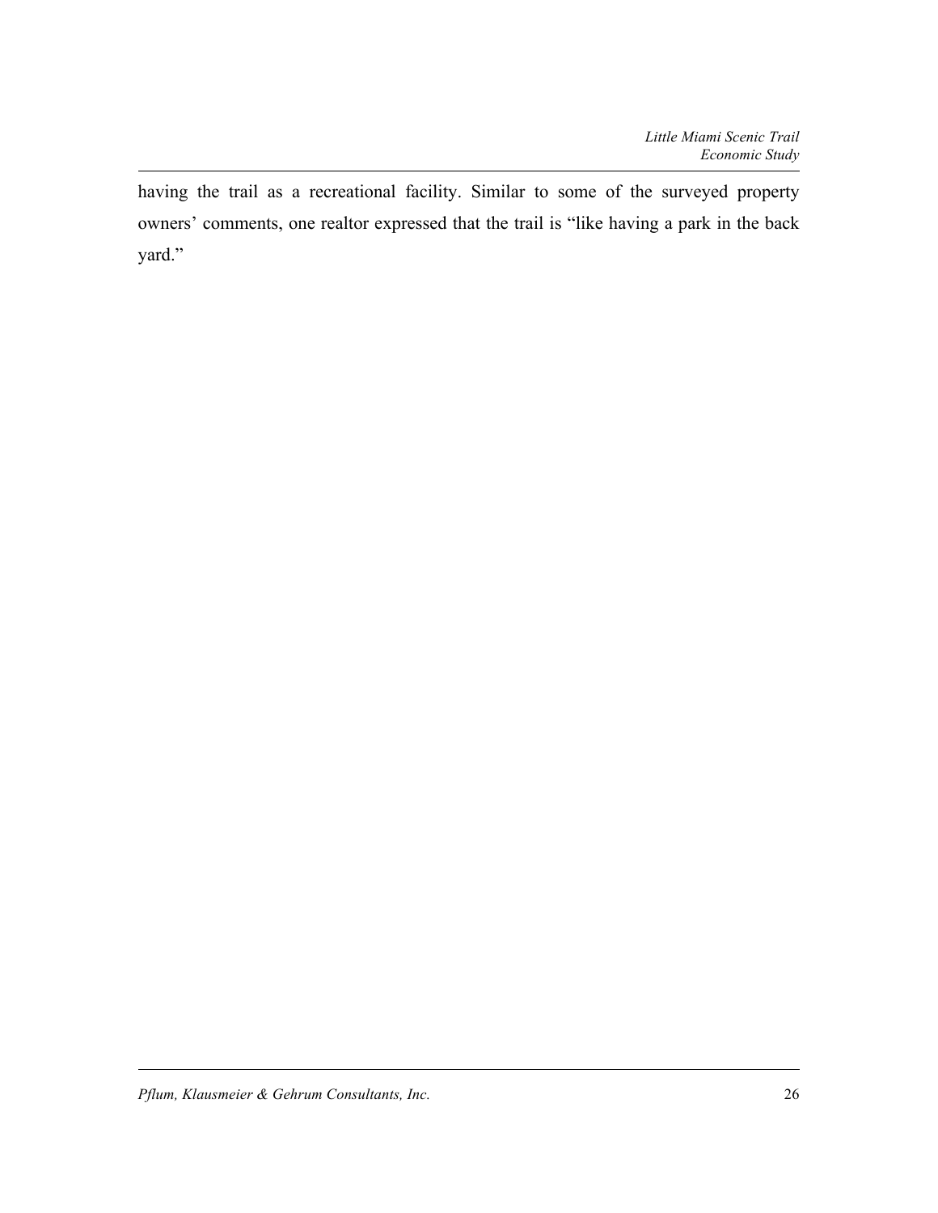having the trail as a recreational facility. Similar to some of the surveyed property owners' comments, one realtor expressed that the trail is "like having a park in the back yard."